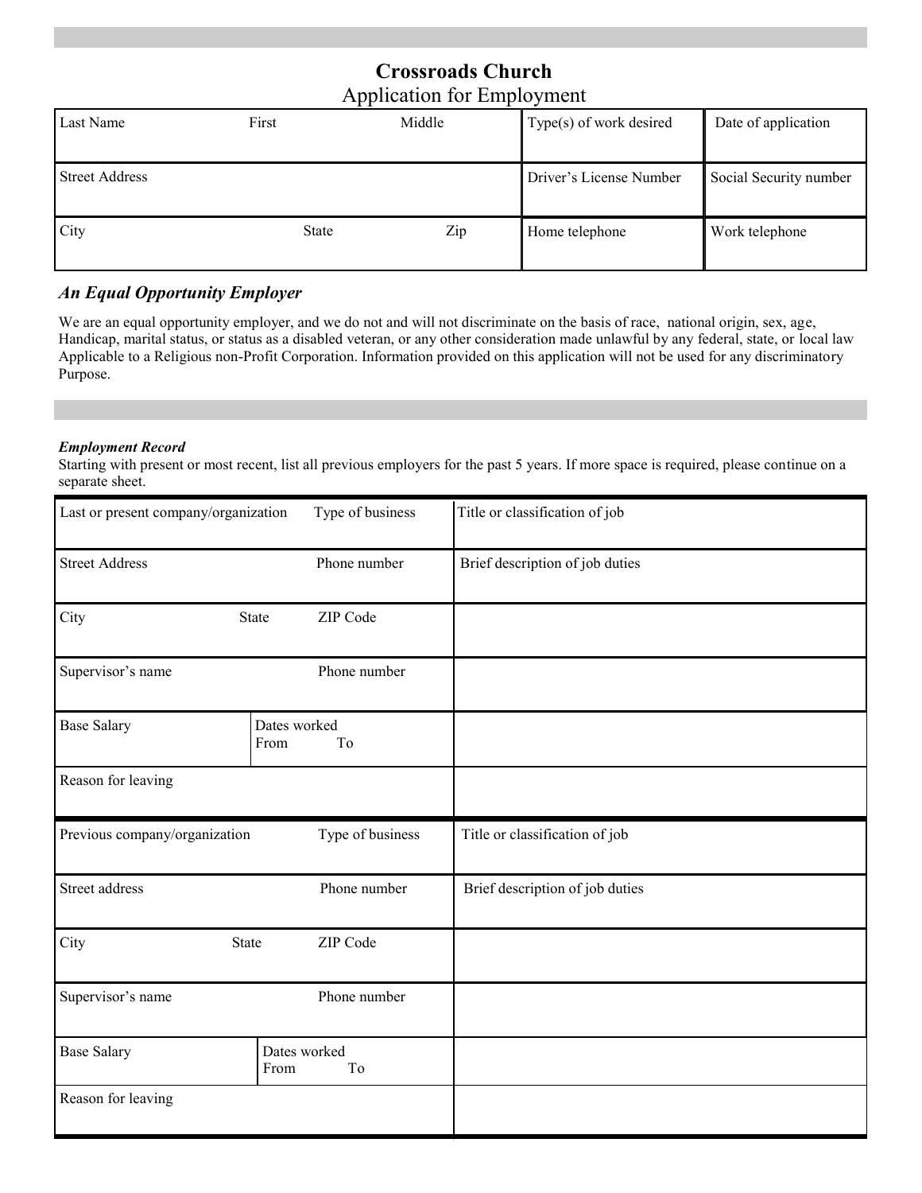# Crossroads Church

## Application for Employment

| Last Name | First | Middle | Type(s) of work desired | Date of application |
|---|---|---|---|---|
| Street Address | | | Driver's License Number | Social Security number |
| City | State | Zip | Home telephone | Work telephone |

### *An Equal Opportunity Employer*

We are an equal opportunity employer, and we do not and will not discriminate on the basis of race, national origin, sex, age, Handicap, marital status, or status as a disabled veteran, or any other consideration made unlawful by any federal, state, or local law Applicable to a Religious non-Profit Corporation. Information provided on this application will not be used for any discriminatory Purpose.

***Employment Record***

Starting with present or most recent, list all previous employers for the past 5 years. If more space is required, please continue on a separate sheet.

| Last or present company/organization | | Type of business | Title or classification of job |
|---|---|---|---|
| Street Address | | Phone number | Brief description of job duties |
| City | State | ZIP Code | |
| Supervisor's name | | Phone number | |
| Base Salary | Dates worked From To | | |
| Reason for leaving | | | |

| Previous company/organization | | Type of business | Title or classification of job |
|---|---|---|---|
| Street address | | Phone number | Brief description of job duties |
| City | State | ZIP Code | |
| Supervisor's name | | Phone number | |
| Base Salary | Dates worked From To | | |
| Reason for leaving | | | |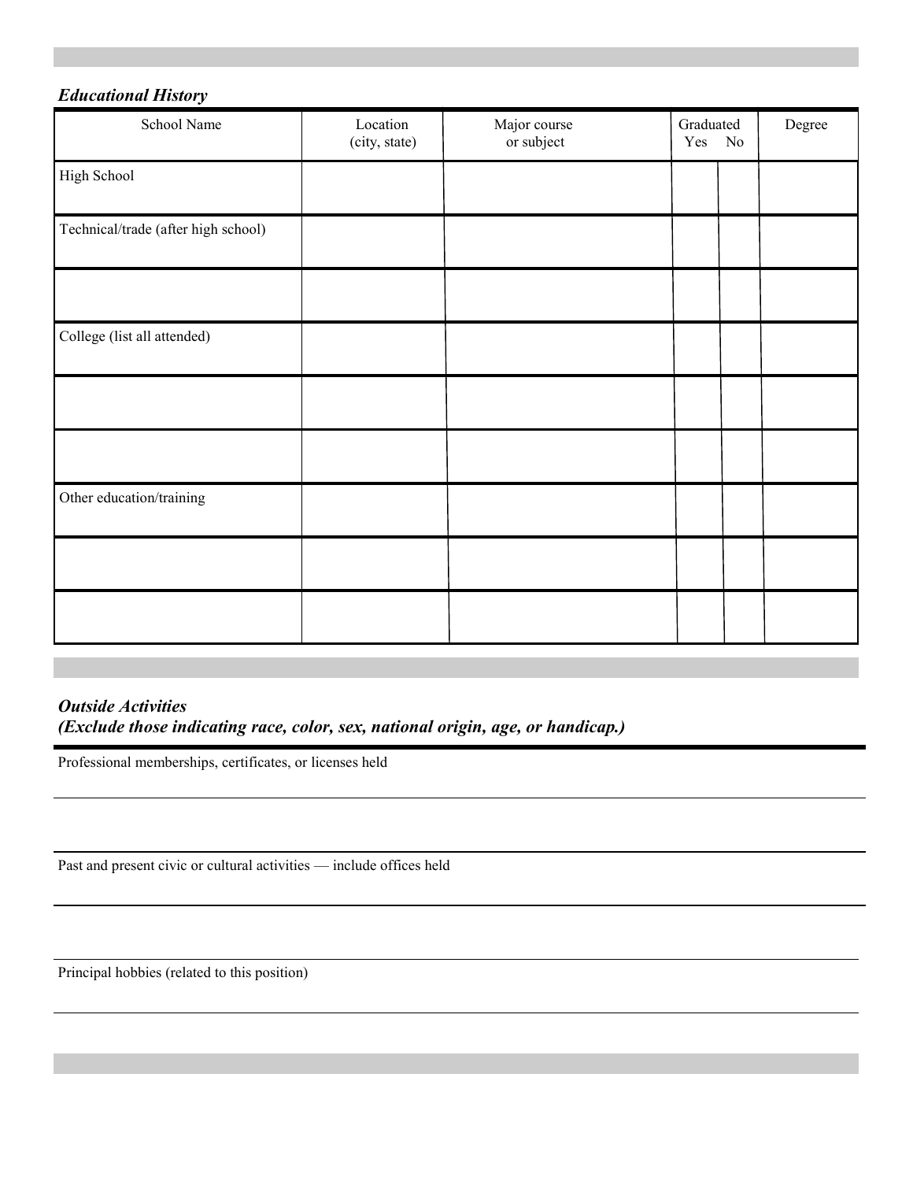### *Educational History*

| School Name | Location (city, state) | Major course or subject | Graduated Yes | No | Degree |
|---|---|---|---|---|---|
| High School | | | | | |
| Technical/trade (after high school) | | | | | |
| | | | | | |
| College (list all attended) | | | | | |
| | | | | | |
| | | | | | |
| Other education/training | | | | | |
| | | | | | |
| | | | | | |

### *Outside Activities*
### *(Exclude those indicating race, color, sex, national origin, age, or handicap.)*

Professional memberships, certificates, or licenses held

Past and present civic or cultural activities — include offices held

Principal hobbies (related to this position)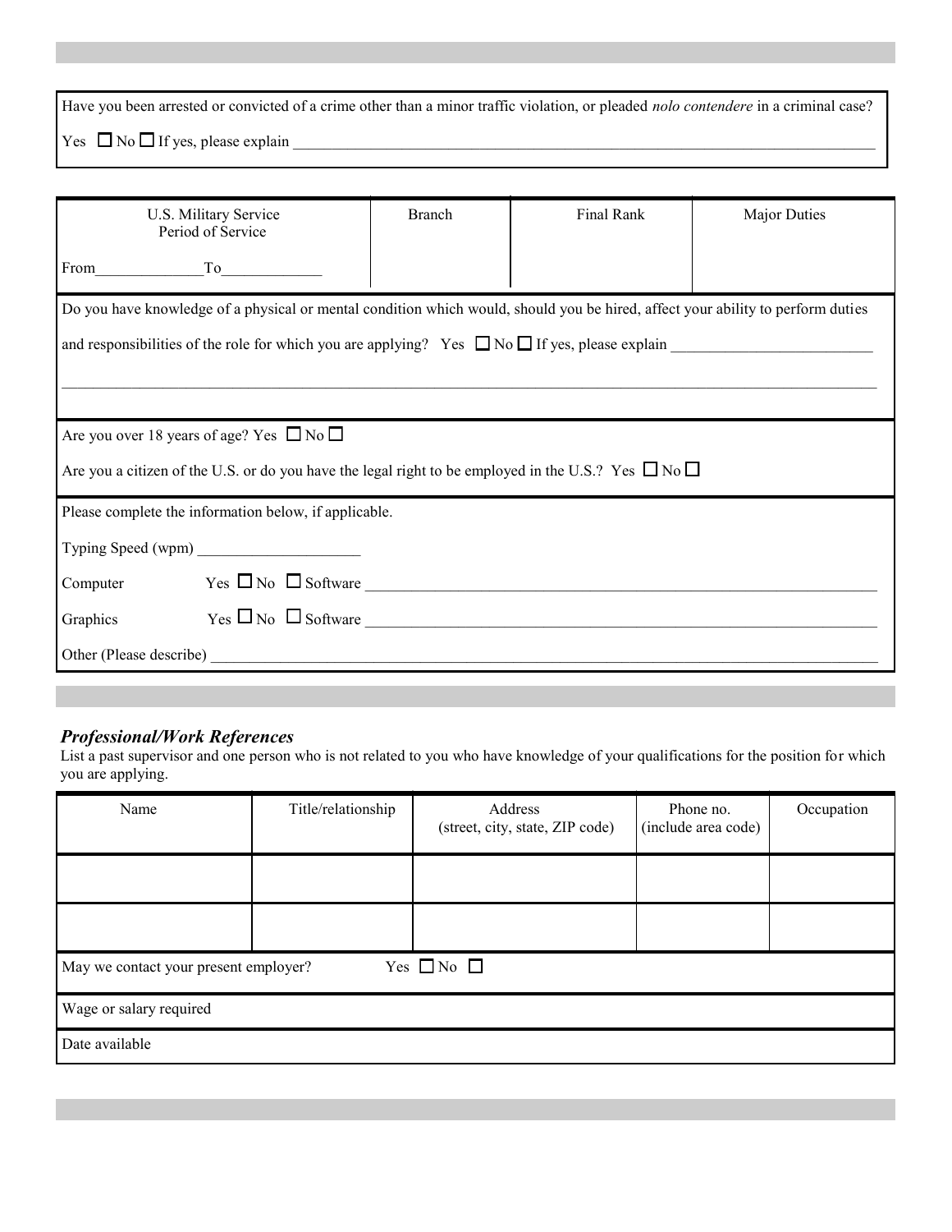Have you been arrested or convicted of a crime other than a minor traffic violation, or pleaded *nolo contendere* in a criminal case?

Yes ☐ No ☐ If yes, please explain ______________________________

| U.S. Military Service Period of Service | Branch | Final Rank | Major Duties |
| --- | --- | --- | --- |
| From__________ To__________ | | | |

Do you have knowledge of a physical or mental condition which would, should you be hired, affect your ability to perform duties and responsibilities of the role for which you are applying? Yes ☐ No ☐ If yes, please explain ______________________________

______________________________

Are you over 18 years of age? Yes ☐ No ☐

Are you a citizen of the U.S. or do you have the legal right to be employed in the U.S.? Yes ☐ No ☐

Please complete the information below, if applicable.

Typing Speed (wpm) __________

Computer Yes ☐ No ☐ Software ______________________________

Graphics Yes ☐ No ☐ Software ______________________________

Other (Please describe) ______________________________

### *Professional/Work References*

List a past supervisor and one person who is not related to you who have knowledge of your qualifications for the position for which you are applying.

| Name | Title/relationship | Address (street, city, state, ZIP code) | Phone no. (include area code) | Occupation |
| --- | --- | --- | --- | --- |
| | | | | |
| | | | | |

May we contact your present employer? Yes ☐ No ☐

Wage or salary required

Date available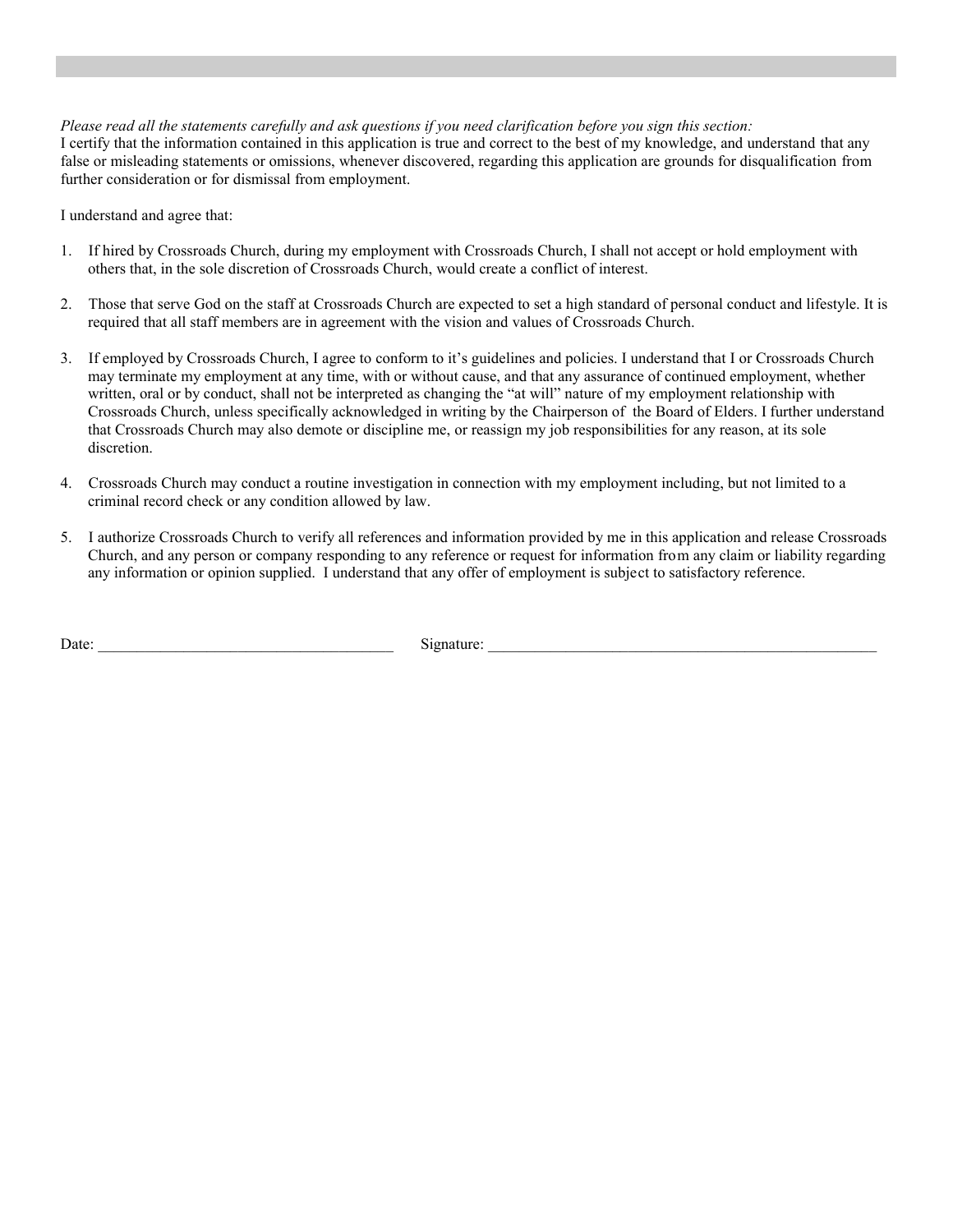*Please read all the statements carefully and ask questions if you need clarification before you sign this section:*
I certify that the information contained in this application is true and correct to the best of my knowledge, and understand that any false or misleading statements or omissions, whenever discovered, regarding this application are grounds for disqualification from further consideration or for dismissal from employment.

I understand and agree that:

1. If hired by Crossroads Church, during my employment with Crossroads Church, I shall not accept or hold employment with others that, in the sole discretion of Crossroads Church, would create a conflict of interest.

2. Those that serve God on the staff at Crossroads Church are expected to set a high standard of personal conduct and lifestyle. It is required that all staff members are in agreement with the vision and values of Crossroads Church.

3. If employed by Crossroads Church, I agree to conform to it's guidelines and policies. I understand that I or Crossroads Church may terminate my employment at any time, with or without cause, and that any assurance of continued employment, whether written, oral or by conduct, shall not be interpreted as changing the "at will" nature of my employment relationship with Crossroads Church, unless specifically acknowledged in writing by the Chairperson of the Board of Elders. I further understand that Crossroads Church may also demote or discipline me, or reassign my job responsibilities for any reason, at its sole discretion.

4. Crossroads Church may conduct a routine investigation in connection with my employment including, but not limited to a criminal record check or any condition allowed by law.

5. I authorize Crossroads Church to verify all references and information provided by me in this application and release Crossroads Church, and any person or company responding to any reference or request for information from any claim or liability regarding any information or opinion supplied. I understand that any offer of employment is subject to satisfactory reference.

Date: ______________________________________ Signature: ____________________________________________________